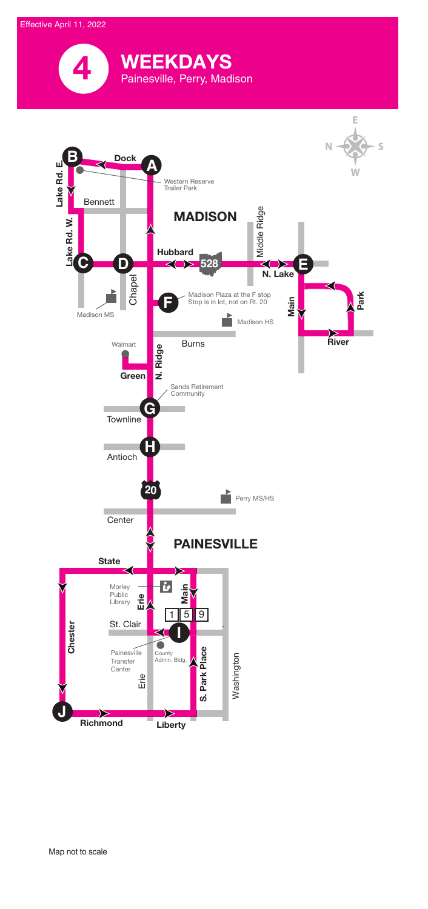Effective April 11, 2022

# 4 WEEKDAYS

Painesville, Perry, Madison

MADISON

A Dock
B Lake Rd. E.
Western Reserve Trailer Park
Bennett
Lake Rd. W.
C
D Chapel
Hubbard
528
Middle Ridge
E N. Lake
Park
Main
River
F Madison Plaza at the F stop Stop is in lot, not on Rt. 20
Madison MS
Madison HS
Burns
Walmart
Green
N. Ridge
Sands Retirement Community
G Townline
H Antioch
20
Perry MS/HS
Center

PAINESVILLE

State
Morley Public Library
Erie
Main
1 5 9
St. Clair
I
Chester
Painesville Transfer Center
County Admin. Bldg.
Erie
S. Park Place
Washington
J Richmond
Liberty

Map not to scale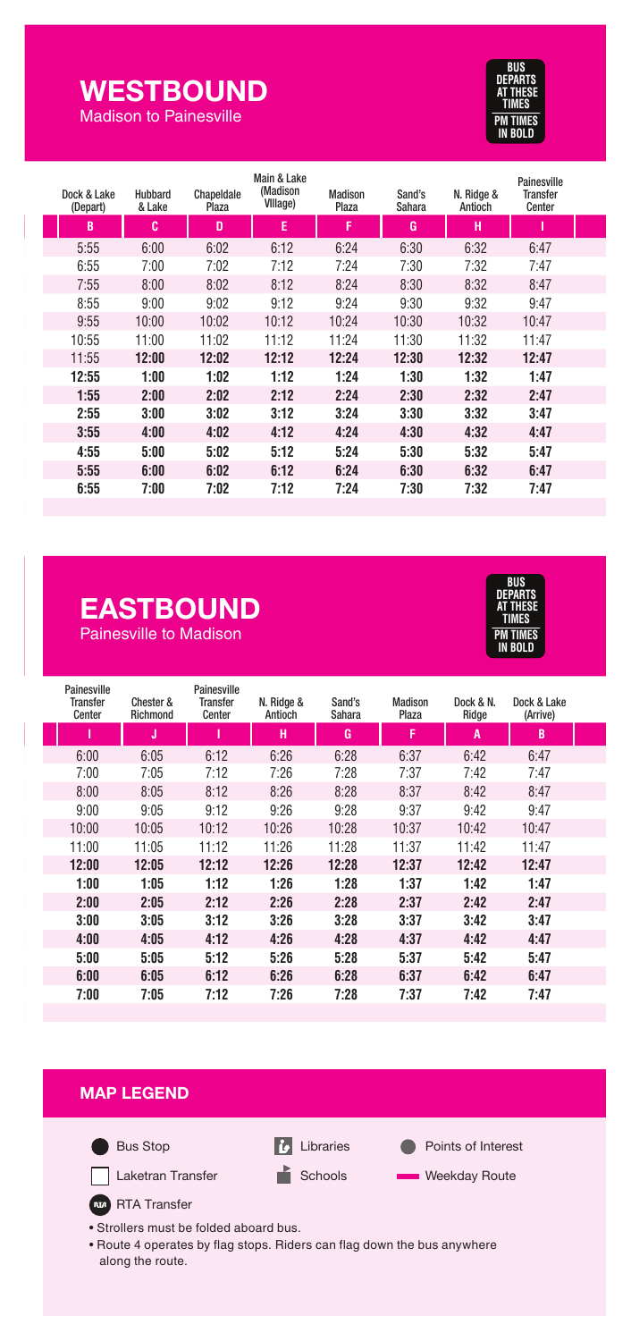## WESTBOUND

Madison to Painesville

BUS DEPARTS AT THESE TIMES
**PM TIMES IN BOLD**

| Dock & Lake (Depart) | Hubbard & Lake | Chapeldale Plaza | Main & Lake (Madison Village) | Madison Plaza | Sand's Sahara | N. Ridge & Antioch | Painesville Transfer Center |
|---|---|---|---|---|---|---|---|
| B | C | D | E | F | G | H | I |
| 5:55 | 6:00 | 6:02 | 6:12 | 6:24 | 6:30 | 6:32 | 6:47 |
| 6:55 | 7:00 | 7:02 | 7:12 | 7:24 | 7:30 | 7:32 | 7:47 |
| 7:55 | 8:00 | 8:02 | 8:12 | 8:24 | 8:30 | 8:32 | 8:47 |
| 8:55 | 9:00 | 9:02 | 9:12 | 9:24 | 9:30 | 9:32 | 9:47 |
| 9:55 | 10:00 | 10:02 | 10:12 | 10:24 | 10:30 | 10:32 | 10:47 |
| 10:55 | 11:00 | 11:02 | 11:12 | 11:24 | 11:30 | 11:32 | 11:47 |
| 11:55 | **12:00** | **12:02** | **12:12** | **12:24** | **12:30** | **12:32** | **12:47** |
| **12:55** | **1:00** | **1:02** | **1:12** | **1:24** | **1:30** | **1:32** | **1:47** |
| **1:55** | **2:00** | **2:02** | **2:12** | **2:24** | **2:30** | **2:32** | **2:47** |
| **2:55** | **3:00** | **3:02** | **3:12** | **3:24** | **3:30** | **3:32** | **3:47** |
| **3:55** | **4:00** | **4:02** | **4:12** | **4:24** | **4:30** | **4:32** | **4:47** |
| **4:55** | **5:00** | **5:02** | **5:12** | **5:24** | **5:30** | **5:32** | **5:47** |
| **5:55** | **6:00** | **6:02** | **6:12** | **6:24** | **6:30** | **6:32** | **6:47** |
| **6:55** | **7:00** | **7:02** | **7:12** | **7:24** | **7:30** | **7:32** | **7:47** |

## EASTBOUND

Painesville to Madison

BUS DEPARTS AT THESE TIMES
**PM TIMES IN BOLD**

| Painesville Transfer Center | Chester & Richmond | Painesville Transfer Center | N. Ridge & Antioch | Sand's Sahara | Madison Plaza | Dock & N. Ridge | Dock & Lake (Arrive) |
|---|---|---|---|---|---|---|---|
| I | J | I | H | G | F | A | B |
| 6:00 | 6:05 | 6:12 | 6:26 | 6:28 | 6:37 | 6:42 | 6:47 |
| 7:00 | 7:05 | 7:12 | 7:26 | 7:28 | 7:37 | 7:42 | 7:47 |
| 8:00 | 8:05 | 8:12 | 8:26 | 8:28 | 8:37 | 8:42 | 8:47 |
| 9:00 | 9:05 | 9:12 | 9:26 | 9:28 | 9:37 | 9:42 | 9:47 |
| 10:00 | 10:05 | 10:12 | 10:26 | 10:28 | 10:37 | 10:42 | 10:47 |
| 11:00 | 11:05 | 11:12 | 11:26 | 11:28 | 11:37 | 11:42 | 11:47 |
| **12:00** | **12:05** | **12:12** | **12:26** | **12:28** | **12:37** | **12:42** | **12:47** |
| **1:00** | **1:05** | **1:12** | **1:26** | **1:28** | **1:37** | **1:42** | **1:47** |
| **2:00** | **2:05** | **2:12** | **2:26** | **2:28** | **2:37** | **2:42** | **2:47** |
| **3:00** | **3:05** | **3:12** | **3:26** | **3:28** | **3:37** | **3:42** | **3:47** |
| **4:00** | **4:05** | **4:12** | **4:26** | **4:28** | **4:37** | **4:42** | **4:47** |
| **5:00** | **5:05** | **5:12** | **5:26** | **5:28** | **5:37** | **5:42** | **5:47** |
| **6:00** | **6:05** | **6:12** | **6:26** | **6:28** | **6:37** | **6:42** | **6:47** |
| **7:00** | **7:05** | **7:12** | **7:26** | **7:28** | **7:37** | **7:42** | **7:47** |

## MAP LEGEND

- Bus Stop
- Libraries
- Points of Interest
- Laketran Transfer
- Schools
- Weekday Route
- RTA Transfer

- Strollers must be folded aboard bus.
- Route 4 operates by flag stops. Riders can flag down the bus anywhere along the route.